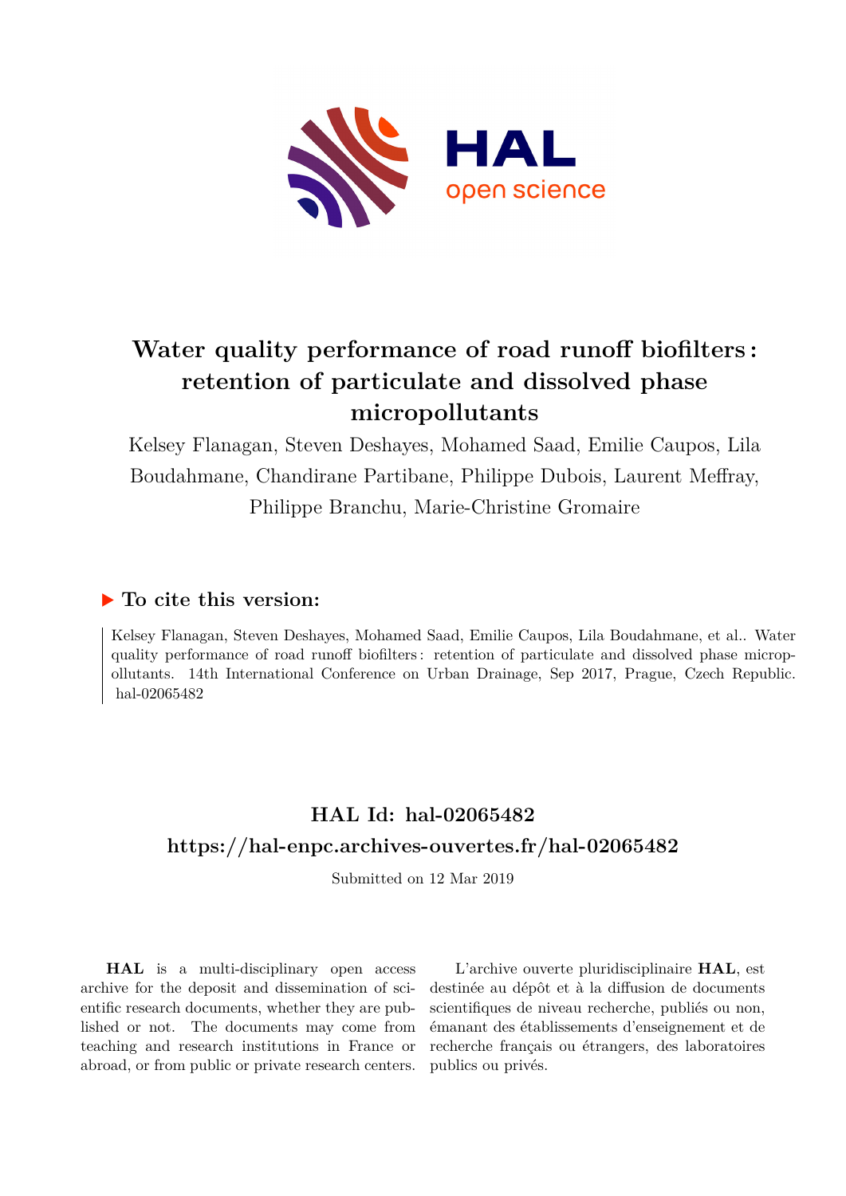# Water quality performance of road runoff biofilters : retention of particulate and dissolved phase micropollutants

Kelsey Flanagan, Steven Deshayes, Mohamed Saad, Emilie Caupos, Lila Boudahmane, Chandirane Partibane, Philippe Dubois, Laurent Meffray, Philippe Branchu, Marie-Christine Gromaire

## ▶ To cite this version:

Kelsey Flanagan, Steven Deshayes, Mohamed Saad, Emilie Caupos, Lila Boudahmane, et al.. Water quality performance of road runoff biofilters : retention of particulate and dissolved phase micropollutants. 14th International Conference on Urban Drainage, Sep 2017, Prague, Czech Republic. hal-02065482

## HAL Id: hal-02065482

## https://hal-enpc.archives-ouvertes.fr/hal-02065482

Submitted on 12 Mar 2019

**HAL** is a multi-disciplinary open access archive for the deposit and dissemination of scientific research documents, whether they are published or not. The documents may come from teaching and research institutions in France or abroad, or from public or private research centers.

L'archive ouverte pluridisciplinaire **HAL**, est destinée au dépôt et à la diffusion de documents scientifiques de niveau recherche, publiés ou non, émanant des établissements d'enseignement et de recherche français ou étrangers, des laboratoires publics ou privés.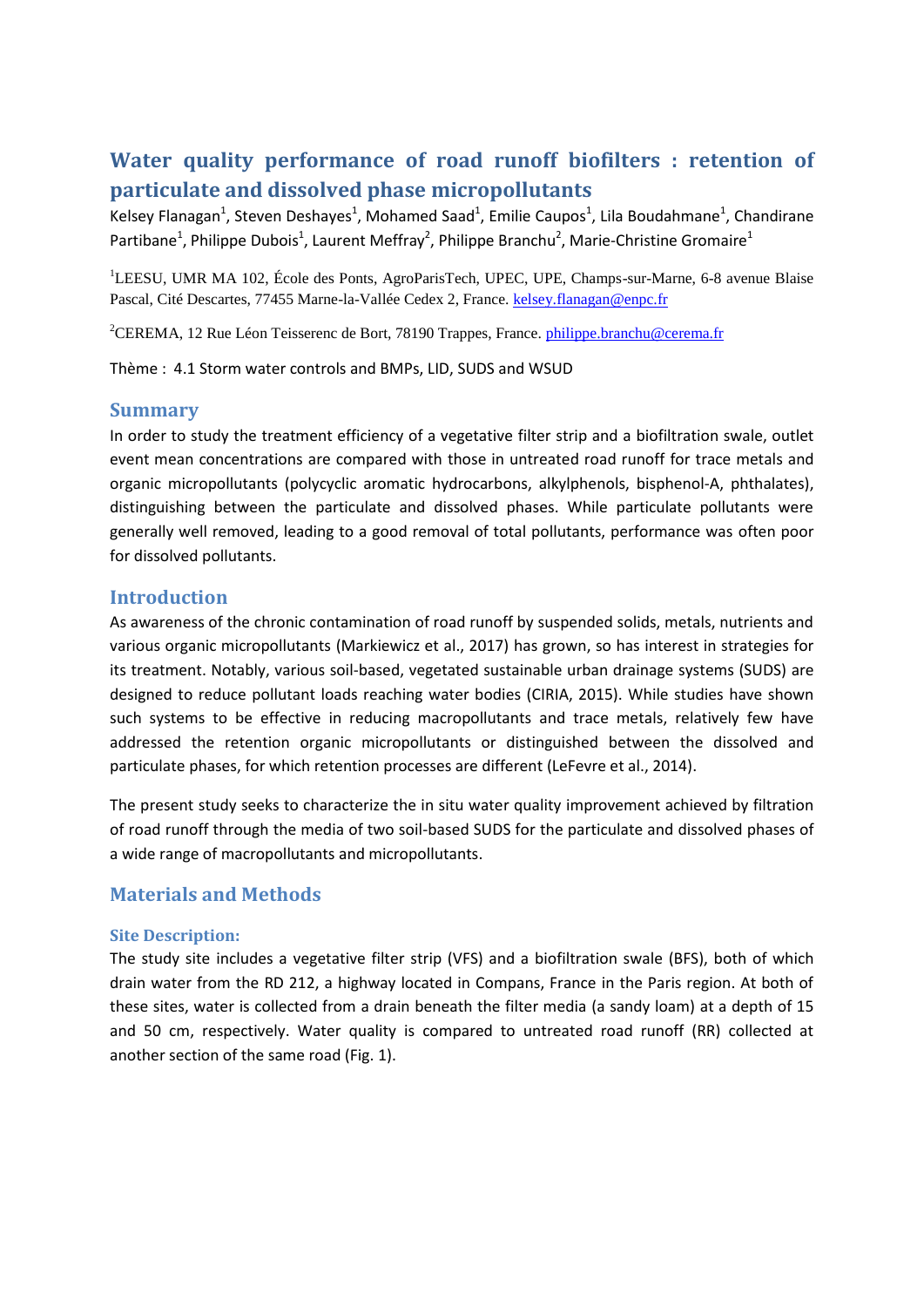# Water quality performance of road runoff biofilters : retention of particulate and dissolved phase micropollutants

Kelsey Flanagan[1], Steven Deshayes[1], Mohamed Saad[1], Emilie Caupos[1], Lila Boudahmane[1], Chandirane Partibane[1], Philippe Dubois[1], Laurent Meffray[2], Philippe Branchu[2], Marie-Christine Gromaire[1]

[1]LEESU, UMR MA 102, École des Ponts, AgroParisTech, UPEC, UPE, Champs-sur-Marne, 6-8 avenue Blaise Pascal, Cité Descartes, 77455 Marne-la-Vallée Cedex 2, France. kelsey.flanagan@enpc.fr

[2]CEREMA, 12 Rue Léon Teisserenc de Bort, 78190 Trappes, France. philippe.branchu@cerema.fr

Thème : 4.1 Storm water controls and BMPs, LID, SUDS and WSUD

## Summary

In order to study the treatment efficiency of a vegetative filter strip and a biofiltration swale, outlet event mean concentrations are compared with those in untreated road runoff for trace metals and organic micropollutants (polycyclic aromatic hydrocarbons, alkylphenols, bisphenol-A, phthalates), distinguishing between the particulate and dissolved phases. While particulate pollutants were generally well removed, leading to a good removal of total pollutants, performance was often poor for dissolved pollutants.

## Introduction

As awareness of the chronic contamination of road runoff by suspended solids, metals, nutrients and various organic micropollutants (Markiewicz et al., 2017) has grown, so has interest in strategies for its treatment. Notably, various soil-based, vegetated sustainable urban drainage systems (SUDS) are designed to reduce pollutant loads reaching water bodies (CIRIA, 2015). While studies have shown such systems to be effective in reducing macropollutants and trace metals, relatively few have addressed the retention organic micropollutants or distinguished between the dissolved and particulate phases, for which retention processes are different (LeFevre et al., 2014).

The present study seeks to characterize the in situ water quality improvement achieved by filtration of road runoff through the media of two soil-based SUDS for the particulate and dissolved phases of a wide range of macropollutants and micropollutants.

## Materials and Methods

### Site Description:

The study site includes a vegetative filter strip (VFS) and a biofiltration swale (BFS), both of which drain water from the RD 212, a highway located in Compans, France in the Paris region. At both of these sites, water is collected from a drain beneath the filter media (a sandy loam) at a depth of 15 and 50 cm, respectively. Water quality is compared to untreated road runoff (RR) collected at another section of the same road (Fig. 1).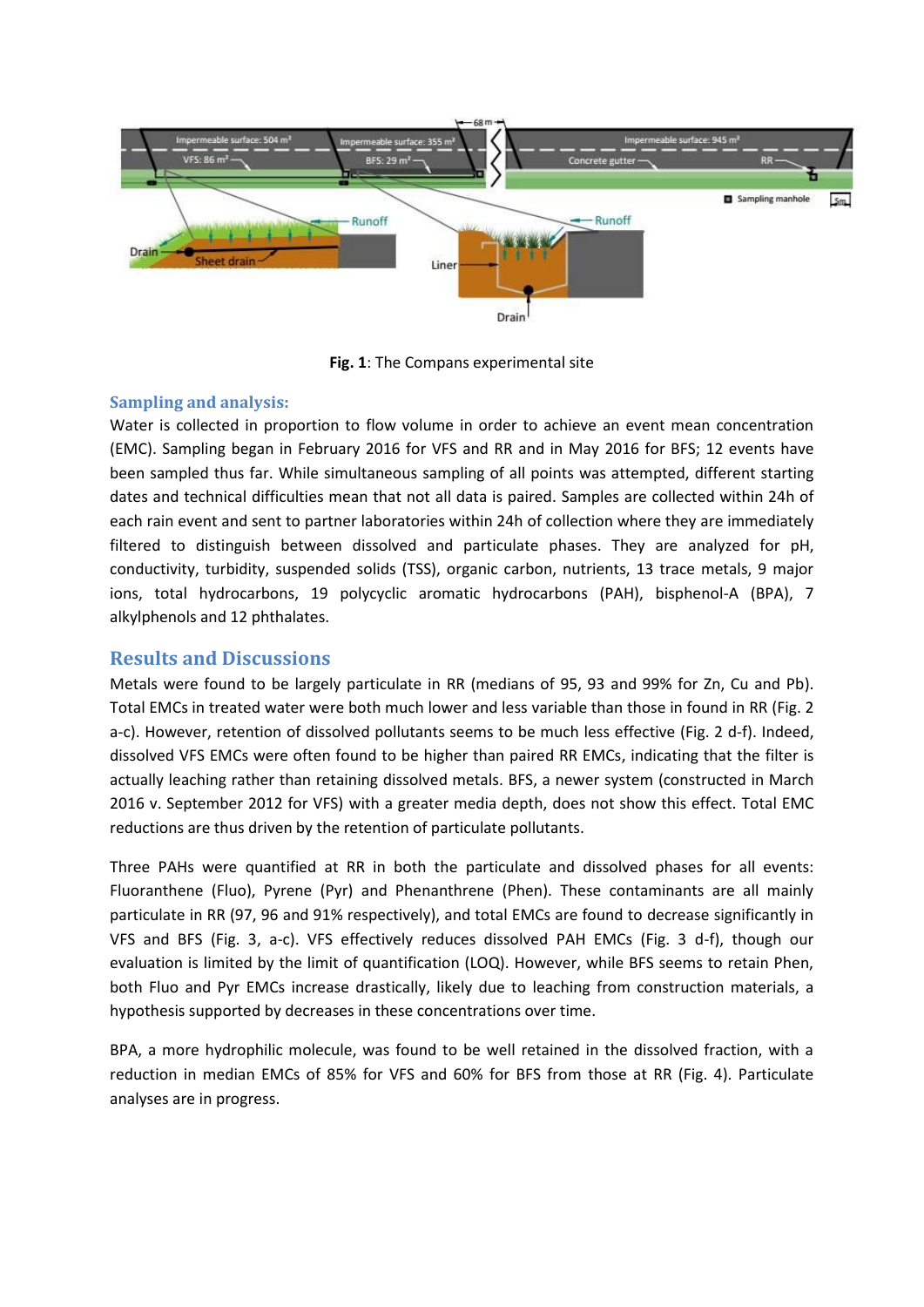**Fig. 1**: The Compans experimental site

### Sampling and analysis:

Water is collected in proportion to flow volume in order to achieve an event mean concentration (EMC). Sampling began in February 2016 for VFS and RR and in May 2016 for BFS; 12 events have been sampled thus far. While simultaneous sampling of all points was attempted, different starting dates and technical difficulties mean that not all data is paired. Samples are collected within 24h of each rain event and sent to partner laboratories within 24h of collection where they are immediately filtered to distinguish between dissolved and particulate phases. They are analyzed for pH, conductivity, turbidity, suspended solids (TSS), organic carbon, nutrients, 13 trace metals, 9 major ions, total hydrocarbons, 19 polycyclic aromatic hydrocarbons (PAH), bisphenol-A (BPA), 7 alkylphenols and 12 phthalates.

## Results and Discussions

Metals were found to be largely particulate in RR (medians of 95, 93 and 99% for Zn, Cu and Pb). Total EMCs in treated water were both much lower and less variable than those in found in RR (Fig. 2 a-c). However, retention of dissolved pollutants seems to be much less effective (Fig. 2 d-f). Indeed, dissolved VFS EMCs were often found to be higher than paired RR EMCs, indicating that the filter is actually leaching rather than retaining dissolved metals. BFS, a newer system (constructed in March 2016 v. September 2012 for VFS) with a greater media depth, does not show this effect. Total EMC reductions are thus driven by the retention of particulate pollutants.

Three PAHs were quantified at RR in both the particulate and dissolved phases for all events: Fluoranthene (Fluo), Pyrene (Pyr) and Phenanthrene (Phen). These contaminants are all mainly particulate in RR (97, 96 and 91% respectively), and total EMCs are found to decrease significantly in VFS and BFS (Fig. 3, a-c). VFS effectively reduces dissolved PAH EMCs (Fig. 3 d-f), though our evaluation is limited by the limit of quantification (LOQ). However, while BFS seems to retain Phen, both Fluo and Pyr EMCs increase drastically, likely due to leaching from construction materials, a hypothesis supported by decreases in these concentrations over time.

BPA, a more hydrophilic molecule, was found to be well retained in the dissolved fraction, with a reduction in median EMCs of 85% for VFS and 60% for BFS from those at RR (Fig. 4). Particulate analyses are in progress.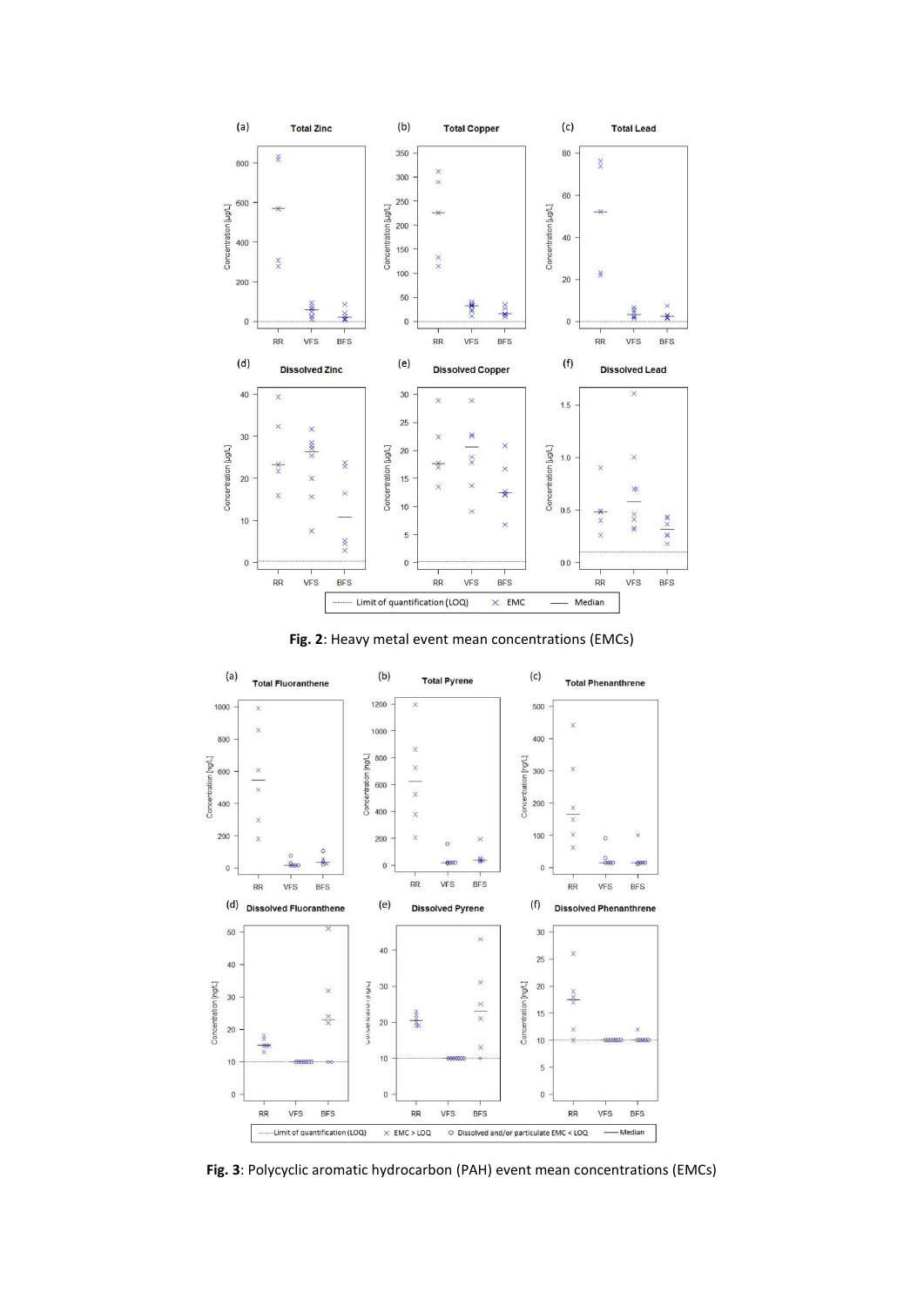**Fig. 2**: Heavy metal event mean concentrations (EMCs)

**Fig. 3**: Polycyclic aromatic hydrocarbon (PAH) event mean concentrations (EMCs)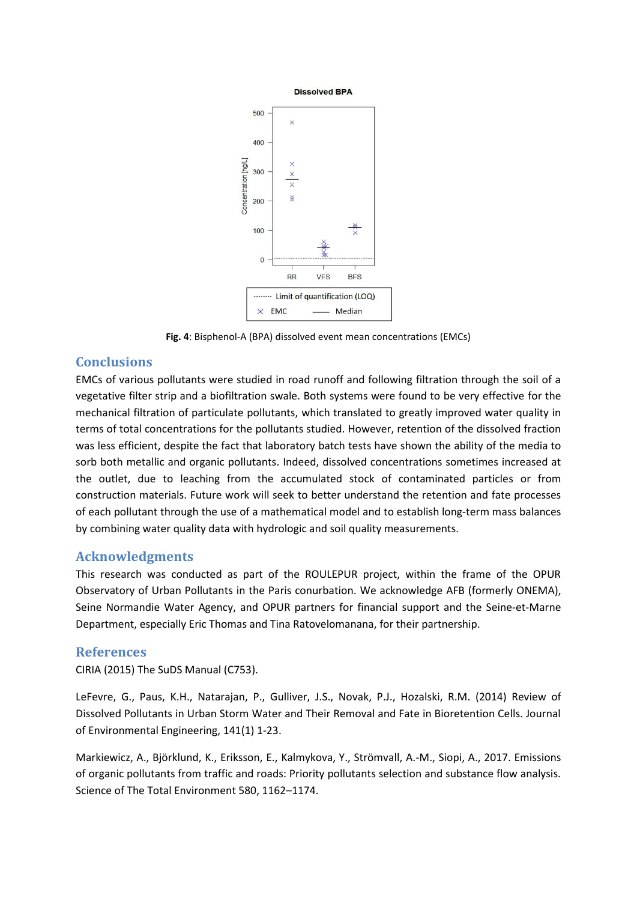Dissolved BPA

Concentration [ng/L]

500

400

300

200

100

0

RR

VFS

BFS

Limit of quantification (LOQ)

EMC

Median

**Fig. 4**: Bisphenol-A (BPA) dissolved event mean concentrations (EMCs)

## Conclusions

EMCs of various pollutants were studied in road runoff and following filtration through the soil of a vegetative filter strip and a biofiltration swale. Both systems were found to be very effective for the mechanical filtration of particulate pollutants, which translated to greatly improved water quality in terms of total concentrations for the pollutants studied. However, retention of the dissolved fraction was less efficient, despite the fact that laboratory batch tests have shown the ability of the media to sorb both metallic and organic pollutants. Indeed, dissolved concentrations sometimes increased at the outlet, due to leaching from the accumulated stock of contaminated particles or from construction materials. Future work will seek to better understand the retention and fate processes of each pollutant through the use of a mathematical model and to establish long-term mass balances by combining water quality data with hydrologic and soil quality measurements.

## Acknowledgments

This research was conducted as part of the ROULEPUR project, within the frame of the OPUR Observatory of Urban Pollutants in the Paris conurbation. We acknowledge AFB (formerly ONEMA), Seine Normandie Water Agency, and OPUR partners for financial support and the Seine-et-Marne Department, especially Eric Thomas and Tina Ratovelomanana, for their partnership.

## References

CIRIA (2015) The SuDS Manual (C753).

LeFevre, G., Paus, K.H., Natarajan, P., Gulliver, J.S., Novak, P.J., Hozalski, R.M. (2014) Review of Dissolved Pollutants in Urban Storm Water and Their Removal and Fate in Bioretention Cells. Journal of Environmental Engineering, 141(1) 1-23.

Markiewicz, A., Björklund, K., Eriksson, E., Kalmykova, Y., Strömvall, A.-M., Siopi, A., 2017. Emissions of organic pollutants from traffic and roads: Priority pollutants selection and substance flow analysis. Science of The Total Environment 580, 1162–1174.